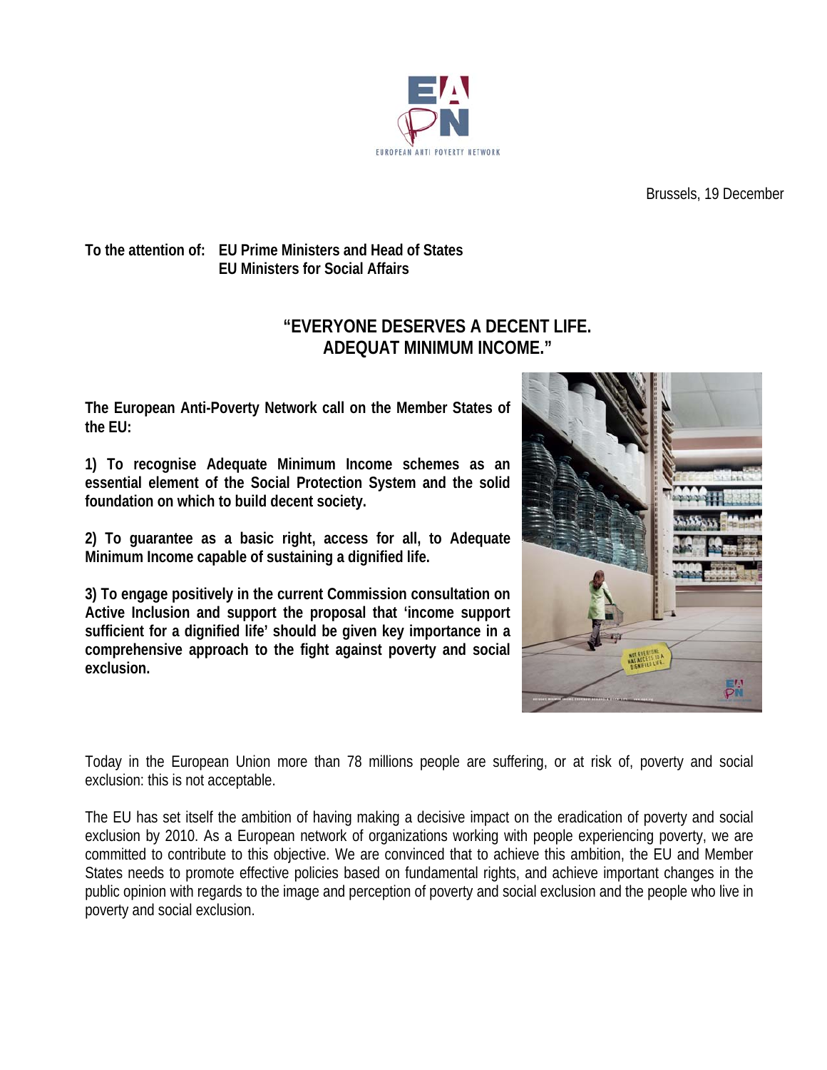EUROPEAN ANTI POVERTY NETWORK

Brussels, 19 December

**To the attention of: EU Prime Ministers and Head of States**
**EU Ministers for Social Affairs**

# "EVERYONE DESERVES A DECENT LIFE. ADEQUAT MINIMUM INCOME."

**The European Anti-Poverty Network call on the Member States of the EU:**

**1) To recognise Adequate Minimum Income schemes as an essential element of the Social Protection System and the solid foundation on which to build decent society.**

**2) To guarantee as a basic right, access for all, to Adequate Minimum Income capable of sustaining a dignified life.**

**3) To engage positively in the current Commission consultation on Active Inclusion and support the proposal that 'income support sufficient for a dignified life' should be given key importance in a comprehensive approach to the fight against poverty and social exclusion.**

Today in the European Union more than 78 millions people are suffering, or at risk of, poverty and social exclusion: this is not acceptable.

The EU has set itself the ambition of having making a decisive impact on the eradication of poverty and social exclusion by 2010. As a European network of organizations working with people experiencing poverty, we are committed to contribute to this objective. We are convinced that to achieve this ambition, the EU and Member States needs to promote effective policies based on fundamental rights, and achieve important changes in the public opinion with regards to the image and perception of poverty and social exclusion and the people who live in poverty and social exclusion.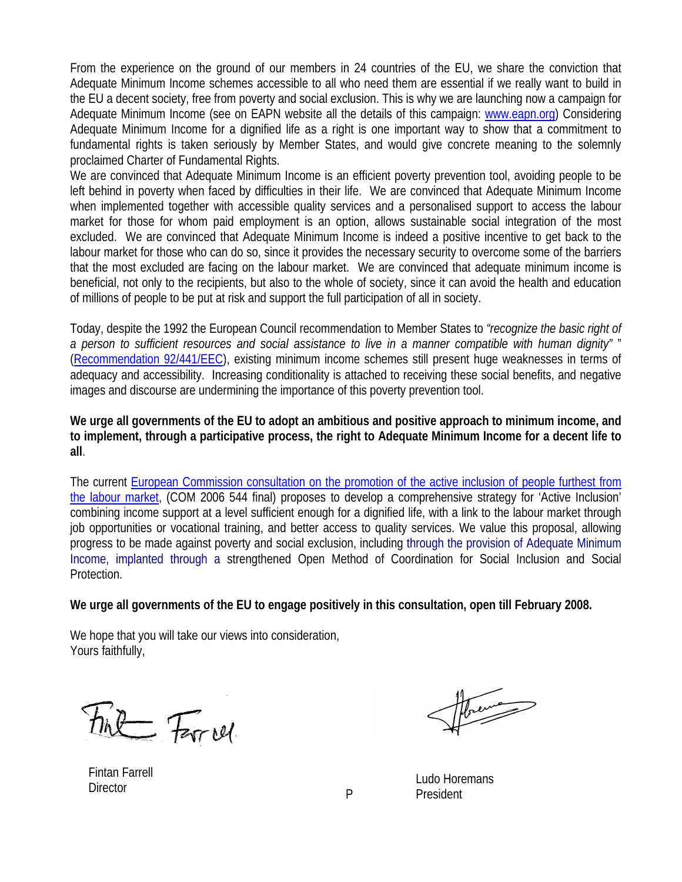From the experience on the ground of our members in 24 countries of the EU, we share the conviction that Adequate Minimum Income schemes accessible to all who need them are essential if we really want to build in the EU a decent society, free from poverty and social exclusion. This is why we are launching now a campaign for Adequate Minimum Income (see on EAPN website all the details of this campaign: www.eapn.org) Considering Adequate Minimum Income for a dignified life as a right is one important way to show that a commitment to fundamental rights is taken seriously by Member States, and would give concrete meaning to the solemnly proclaimed Charter of Fundamental Rights.
We are convinced that Adequate Minimum Income is an efficient poverty prevention tool, avoiding people to be left behind in poverty when faced by difficulties in their life. We are convinced that Adequate Minimum Income when implemented together with accessible quality services and a personalised support to access the labour market for those for whom paid employment is an option, allows sustainable social integration of the most excluded. We are convinced that Adequate Minimum Income is indeed a positive incentive to get back to the labour market for those who can do so, since it provides the necessary security to overcome some of the barriers that the most excluded are facing on the labour market. We are convinced that adequate minimum income is beneficial, not only to the recipients, but also to the whole of society, since it can avoid the health and education of millions of people to be put at risk and support the full participation of all in society.

Today, despite the 1992 the European Council recommendation to Member States to *"recognize the basic right of a person to sufficient resources and social assistance to live in a manner compatible with human dignity"* " (Recommendation 92/441/EEC), existing minimum income schemes still present huge weaknesses in terms of adequacy and accessibility. Increasing conditionality is attached to receiving these social benefits, and negative images and discourse are undermining the importance of this poverty prevention tool.

**We urge all governments of the EU to adopt an ambitious and positive approach to minimum income, and to implement, through a participative process, the right to Adequate Minimum Income for a decent life to all**.

The current European Commission consultation on the promotion of the active inclusion of people furthest from the labour market, (COM 2006 544 final) proposes to develop a comprehensive strategy for 'Active Inclusion' combining income support at a level sufficient enough for a dignified life, with a link to the labour market through job opportunities or vocational training, and better access to quality services. We value this proposal, allowing progress to be made against poverty and social exclusion, including through the provision of Adequate Minimum Income, implanted through a strengthened Open Method of Coordination for Social Inclusion and Social Protection.

**We urge all governments of the EU to engage positively in this consultation, open till February 2008.**

We hope that you will take our views into consideration,
Yours faithfully,

Fintan Farrell
Director

Ludo Horemans
President